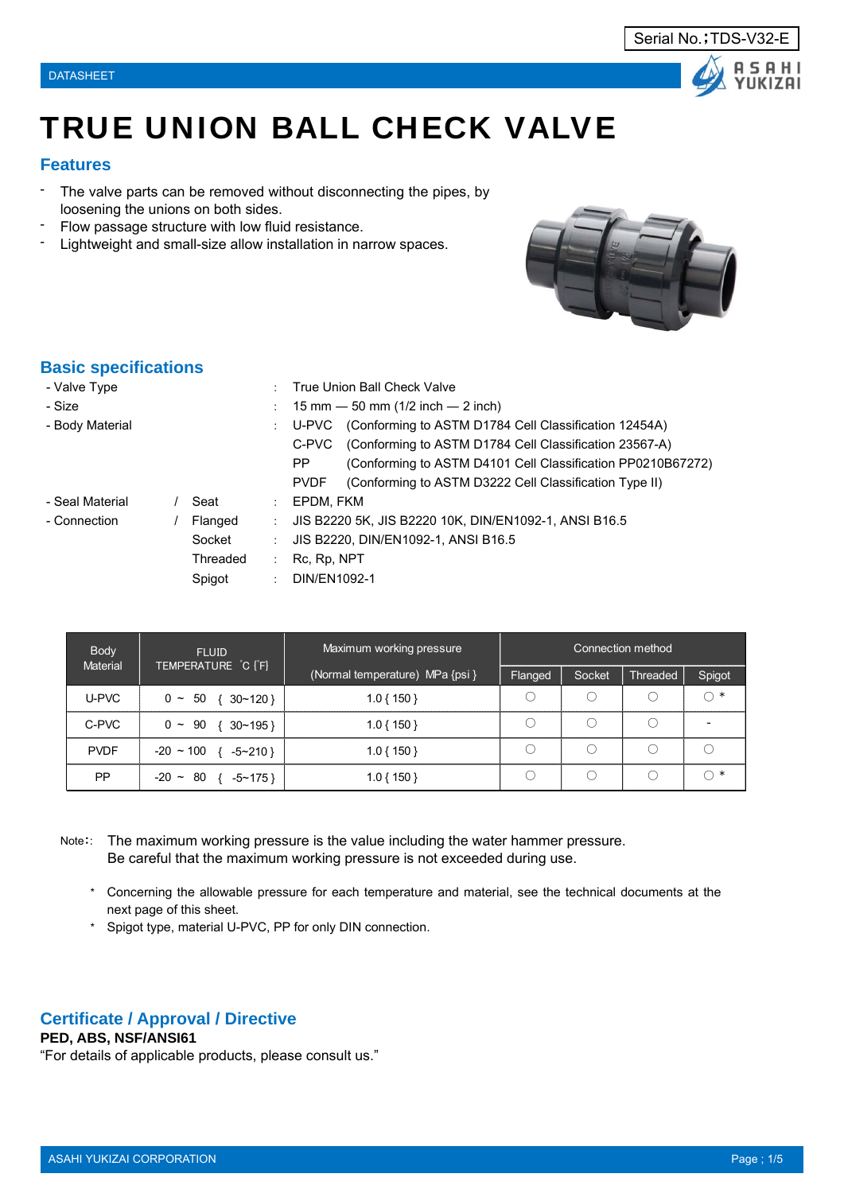Serial No.；TDS-V32-E

DATASHEET

# TRUE UNION BALL CHECK VALVE

## Features

- The valve parts can be removed without disconnecting the pipes, by loosening the unions on both sides.
- Flow passage structure with low fluid resistance.
- Lightweight and small-size allow installation in narrow spaces.

## Basic specifications

| | | | |
|---|---|---|---|
| - Valve Type | | : | True Union Ball Check Valve |
| - Size | | : | 15 mm — 50 mm (1/2 inch — 2 inch) |
| - Body Material | | : | U-PVC (Conforming to ASTM D1784 Cell Classification 12454A) |
| | | | C-PVC (Conforming to ASTM D1784 Cell Classification 23567-A) |
| | | | PP (Conforming to ASTM D4101 Cell Classification PP0210B67272) |
| | | | PVDF (Conforming to ASTM D3222 Cell Classification Type II) |
| - Seal Material | / Seat | : | EPDM, FKM |
| - Connection | / Flanged | : | JIS B2220 5K, JIS B2220 10K, DIN/EN1092-1, ANSI B16.5 |
| | Socket | : | JIS B2220, DIN/EN1092-1, ANSI B16.5 |
| | Threaded | : | Rc, Rp, NPT |
| | Spigot | : | DIN/EN1092-1 |

| Body Material | FLUID TEMPERATURE ˚C {˚F} | Maximum working pressure (Normal temperature) MPa {psi} | Connection method | | | |
|---|---|---|---|---|---|---|
| | | | Flanged | Socket | Threaded | Spigot |
| U-PVC | 0 ~ 50 { 30~120 } | 1.0 { 150 } | ○ | ○ | ○ | ○ * |
| C-PVC | 0 ~ 90 { 30~195 } | 1.0 { 150 } | ○ | ○ | ○ | - |
| PVDF | -20 ~ 100 { -5~210 } | 1.0 { 150 } | ○ | ○ | ○ | ○ |
| PP | -20 ~ 80 { -5~175 } | 1.0 { 150 } | ○ | ○ | ○ | ○ * |

Note:: The maximum working pressure is the value including the water hammer pressure.
Be careful that the maximum working pressure is not exceeded during use.

- \* Concerning the allowable pressure for each temperature and material, see the technical documents at the next page of this sheet.
- \* Spigot type, material U-PVC, PP for only DIN connection.

## Certificate / Approval / Directive

**PED, ABS, NSF/ANSI61**

"For details of applicable products, please consult us."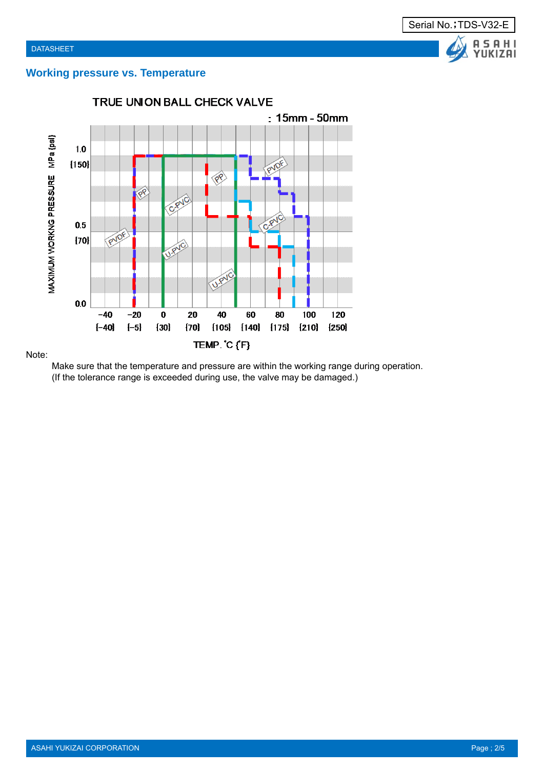## Working pressure vs. Temperature

TRUE UNION BALL CHECK VALVE

: 15mm - 50mm

MAXIMUM WORKING PRESSURE MPa {psi}

1.0 {150}

0.5 {70}

0.0

-40 {-40} | -20 {-5} | 0 {30} | 20 {70} | 40 {105} | 60 {140} | 80 {175} | 100 {210} | 120 {250}

TEMP. ˚C {˚F}

PVDF, PP, C-PVC, U-PVC

Note:

Make sure that the temperature and pressure are within the working range during operation.
(If the tolerance range is exceeded during use, the valve may be damaged.)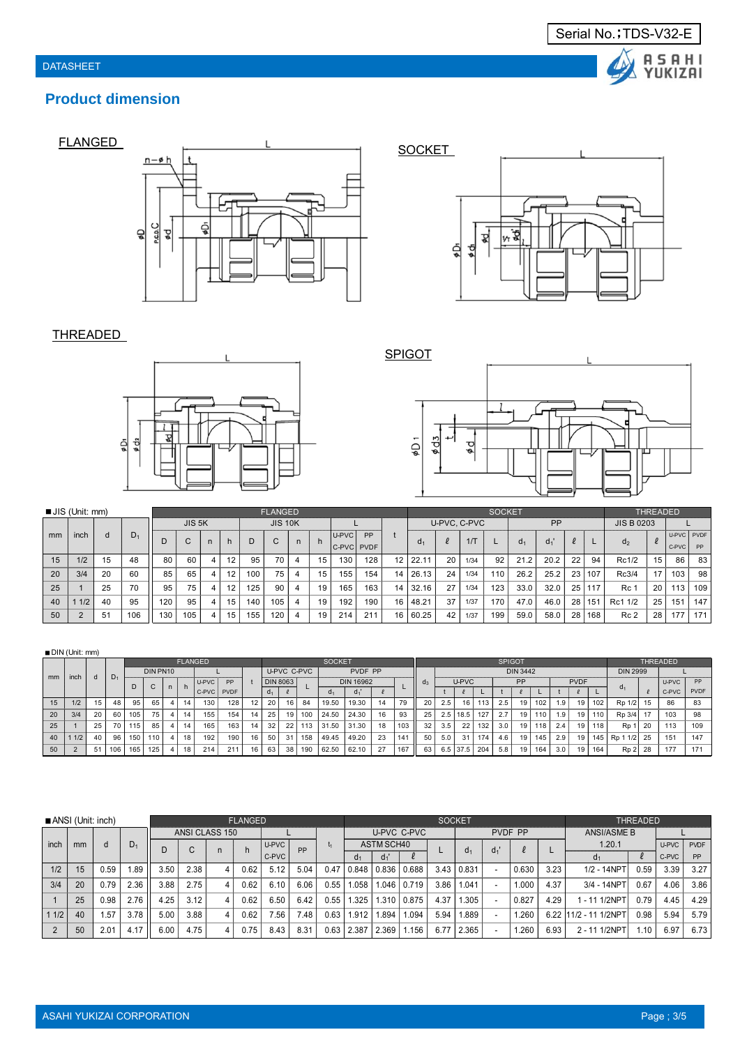Serial No.:TDS-V32-E

DATASHEET

## Product dimension

FLANGED

SOCKET

THREADED

SPIGOT

■JIS (Unit: mm)

| mm | inch | d | $D_1$ | FLANGED | | | | | | | | | | | SOCKET | | | | | | | | THREADED | | | |
|---|---|---|---|---|---|---|---|---|---|---|---|---|---|---|---|---|---|---|---|---|---|---|---|---|---|---|
| | | | | JIS 5K | | | | JIS 10K | | | | L | | t | U-PVC, C-PVC | | | | PP | | | | JIS B 0203 | | L | |
| | | | | D | C | n | h | D | C | n | h | U-PVC C-PVC | PP PVDF | | $d_1$ | ℓ | 1/T | L | $d_1$ | $d_1'$ | ℓ | L | $d_2$ | ℓ | U-PVC C-PVC | PVDF PP |
| 15 | 1/2 | 15 | 48 | 80 | 60 | 4 | 12 | 95 | 70 | 4 | 15 | 130 | 128 | 12 | 22.11 | 20 | 1/34 | 92 | 21.2 | 20.2 | 22 | 94 | Rc1/2 | 15 | 86 | 83 |
| 20 | 3/4 | 20 | 60 | 85 | 65 | 4 | 12 | 100 | 75 | 4 | 15 | 155 | 154 | 14 | 26.13 | 24 | 1/34 | 110 | 26.2 | 25.2 | 23 | 107 | Rc3/4 | 17 | 103 | 98 |
| 25 | 1 | 25 | 70 | 95 | 75 | 4 | 12 | 125 | 90 | 4 | 19 | 165 | 163 | 14 | 32.16 | 27 | 1/34 | 123 | 33.0 | 32.0 | 25 | 117 | Rc 1 | 20 | 113 | 109 |
| 40 | 1 1/2 | 40 | 95 | 120 | 95 | 4 | 15 | 140 | 105 | 4 | 19 | 192 | 190 | 16 | 48.21 | 37 | 1/37 | 170 | 47.0 | 46.0 | 28 | 151 | Rc1 1/2 | 25 | 151 | 147 |
| 50 | 2 | 51 | 106 | 130 | 105 | 4 | 15 | 155 | 120 | 4 | 19 | 214 | 211 | 16 | 60.25 | 42 | 1/37 | 199 | 59.0 | 58.0 | 28 | 168 | Rc 2 | 28 | 177 | 171 |

■DIN (Unit: mm)

| mm | inch | d | $D_1$ | FLANGED | | | | | | t | SOCKET | | | | | | | $d_3$ | SPIGOT | | | | | | | | | THREADED | | | |
|---|---|---|---|---|---|---|---|---|---|---|---|---|---|---|---|---|---|---|---|---|---|---|---|---|---|---|---|---|---|---|---|
| | | | | DIN PN10 | | | | L | | | U-PVC C-PVC | | | PVDF PP | | | | | DIN 3442 | | | | | | | | | DIN 2999 | | L | |
| | | | | D | C | n | h | U-PVC C-PVC | PP PVDF | | DIN 8063 | | L | DIN 16962 | | | L | | U-PVC | | | PP | | | PVDF | | | $d_1$ | ℓ | U-PVC C-PVC | PP PVDF |
| | | | | | | | | | | | $d_1$ | ℓ | | $d_1$ | $d_1'$ | ℓ | | | t | ℓ | L | t | ℓ | L | t | ℓ | L | | | | |
| 15 | 1/2 | 15 | 48 | 95 | 65 | 4 | 14 | 130 | 128 | 12 | 20 | 16 | 84 | 19.50 | 19.30 | 14 | 79 | 20 | 2.5 | 16 | 113 | 2.5 | 19 | 102 | 1.9 | 19 | 102 | Rp 1/2 | 15 | 86 | 83 |
| 20 | 3/4 | 20 | 60 | 105 | 75 | 4 | 14 | 155 | 154 | 14 | 25 | 19 | 100 | 24.50 | 24.30 | 16 | 93 | 25 | 2.5 | 18.5 | 127 | 2.7 | 19 | 110 | 1.9 | 19 | 110 | Rp 3/4 | 17 | 103 | 98 |
| 25 | 1 | 25 | 70 | 115 | 85 | 4 | 14 | 165 | 163 | 14 | 32 | 22 | 113 | 31.50 | 31.30 | 18 | 103 | 32 | 3.5 | 22 | 132 | 3.0 | 19 | 118 | 2.4 | 19 | 118 | Rp 1 | 20 | 113 | 109 |
| 40 | 1 1/2 | 40 | 96 | 150 | 110 | 4 | 18 | 192 | 190 | 16 | 50 | 31 | 158 | 49.45 | 49.20 | 23 | 141 | 50 | 5.0 | 31 | 174 | 4.6 | 19 | 145 | 2.9 | 19 | 145 | Rp 1 1/2 | 25 | 151 | 147 |
| 50 | 2 | 51 | 106 | 165 | 125 | 4 | 18 | 214 | 211 | 16 | 63 | 38 | 190 | 62.50 | 62.10 | 27 | 167 | 63 | 6.5 | 37.5 | 204 | 5.8 | 19 | 164 | 3.0 | 19 | 164 | Rp 2 | 28 | 177 | 171 |

■ANSI (Unit: inch)

| inch | mm | d | $D_1$ | FLANGED | | | | | | $t_1$ | SOCKET | | | | | | | | THREADED | | | |
|---|---|---|---|---|---|---|---|---|---|---|---|---|---|---|---|---|---|---|---|---|---|---|
| | | | | ANSI CLASS 150 | | | | L | | | U-PVC C-PVC | | | | PVDF PP | | | | ANSI/ASME B 1.20.1 | | L | |
| | | | | D | C | n | h | U-PVC C-PVC | PP | | ASTM SCH40 | | | L | $d_1$ | $d_1'$ | ℓ | L | $d_1$ | ℓ | U-PVC C-PVC | PVDF PP |
| | | | | | | | | | | | $d_1$ | $d_1'$ | ℓ | | | | | | | | | |
| 1/2 | 15 | 0.59 | 1.89 | 3.50 | 2.38 | 4 | 0.62 | 5.12 | 5.04 | 0.47 | 0.848 | 0.836 | 0.688 | 3.43 | 0.831 | - | 0.630 | 3.23 | 1/2 - 14NPT | 0.59 | 3.39 | 3.27 |
| 3/4 | 20 | 0.79 | 2.36 | 3.88 | 2.75 | 4 | 0.62 | 6.10 | 6.06 | 0.55 | 1.058 | 1.046 | 0.719 | 3.86 | 1.041 | - | 1.000 | 4.37 | 3/4 - 14NPT | 0.67 | 4.06 | 3.86 |
| 1 | 25 | 0.98 | 2.76 | 4.25 | 3.12 | 4 | 0.62 | 6.50 | 6.42 | 0.55 | 1.325 | 1.310 | 0.875 | 4.37 | 1.305 | - | 0.827 | 4.29 | 1 - 11 1/2NPT | 0.79 | 4.45 | 4.29 |
| 1 1/2 | 40 | 1.57 | 3.78 | 5.00 | 3.88 | 4 | 0.62 | 7.56 | 7.48 | 0.63 | 1.912 | 1.894 | 1.094 | 5.94 | 1.889 | - | 1.260 | 6.22 | 11/2 - 11 1/2NPT | 0.98 | 5.94 | 5.79 |
| 2 | 50 | 2.01 | 4.17 | 6.00 | 4.75 | 4 | 0.75 | 8.43 | 8.31 | 0.63 | 2.387 | 2.369 | 1.156 | 6.77 | 2.365 | - | 1.260 | 6.93 | 2 - 11 1/2NPT | 1.10 | 6.97 | 6.73 |

ASAHI YUKIZAI CORPORATION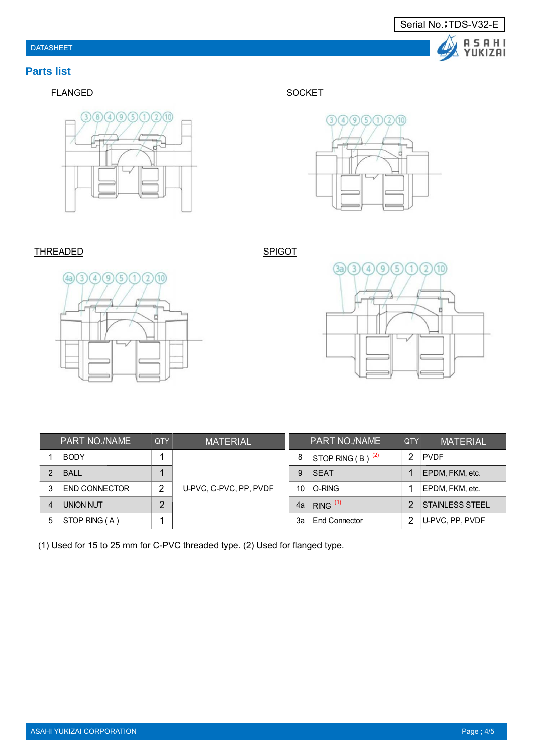Serial No.；TDS-V32-E

## Parts list

FLANGED

3 8 4 9 5 1 2 10

SOCKET

3 4 9 5 1 2 10

THREADED

4a 3 4 9 5 1 2 10

SPIGOT

3a 3 4 9 5 1 2 10

| PART NO./NAME | | QTY | MATERIAL | PART NO./NAME | | QTY | MATERIAL |
|---|---|---|---|---|---|---|---|
| 1 | BODY | 1 | U-PVC, C-PVC, PP, PVDF | 8 | STOP RING ( B ) (2) | 2 | PVDF |
| 2 | BALL | 1 | | 9 | SEAT | 1 | EPDM, FKM, etc. |
| 3 | END CONNECTOR | 2 | | 10 | O-RING | 1 | EPDM, FKM, etc. |
| 4 | UNION NUT | 2 | | 4a | RING (1) | 2 | STAINLESS STEEL |
| 5 | STOP RING ( A ) | 1 | | 3a | End Connector | 2 | U-PVC, PP, PVDF |

(1) Used for 15 to 25 mm for C-PVC threaded type. (2) Used for flanged type.